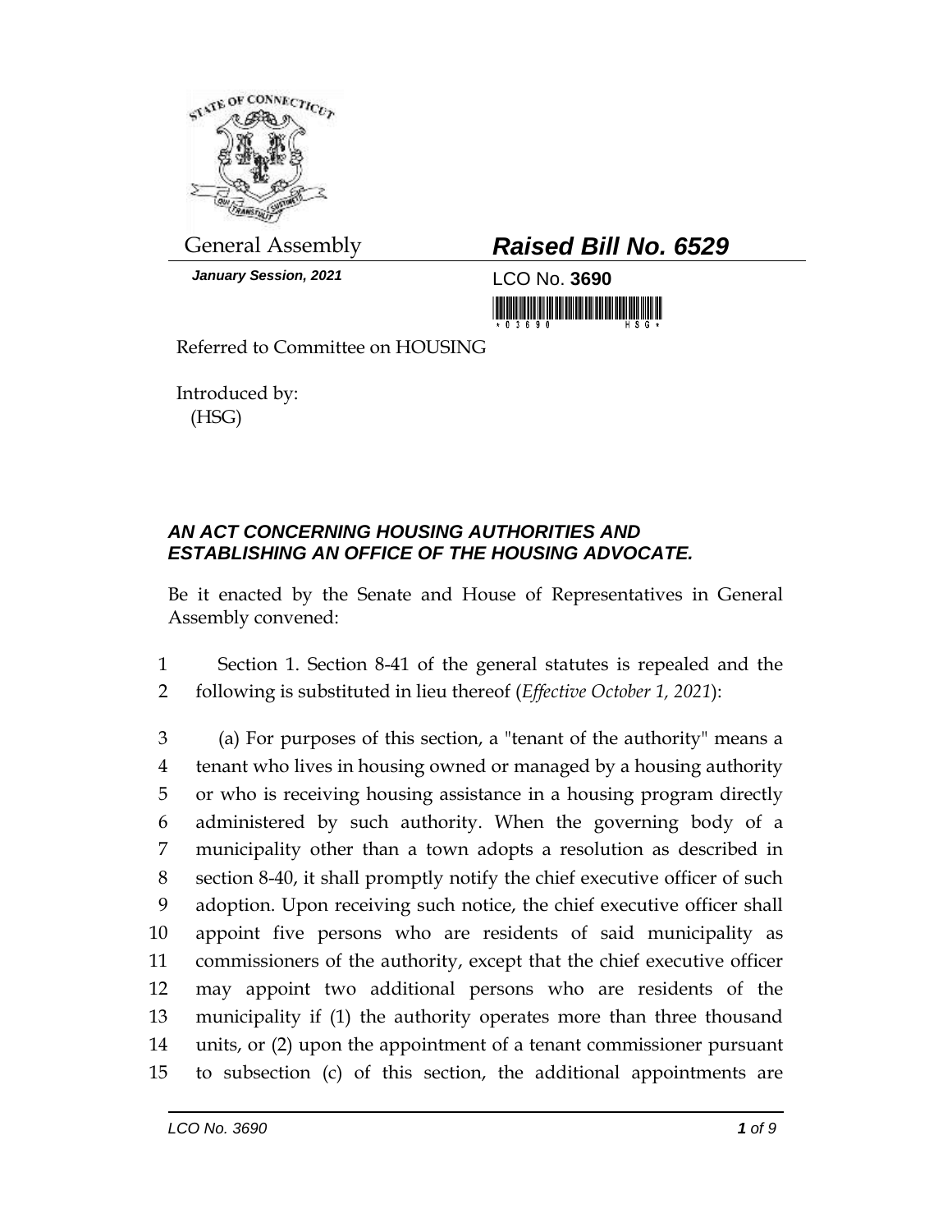General Assembly

***Raised Bill No. 6529***

***January Session, 2021***

LCO No. **3690**

Referred to Committee on HOUSING

Introduced by:
(HSG)

***AN ACT CONCERNING HOUSING AUTHORITIES AND ESTABLISHING AN OFFICE OF THE HOUSING ADVOCATE.***

Be it enacted by the Senate and House of Representatives in General Assembly convened:

1 Section 1. Section 8-41 of the general statutes is repealed and the
2 following is substituted in lieu thereof (*Effective October 1, 2021*):

3 (a) For purposes of this section, a "tenant of the authority" means a
4 tenant who lives in housing owned or managed by a housing authority
5 or who is receiving housing assistance in a housing program directly
6 administered by such authority. When the governing body of a
7 municipality other than a town adopts a resolution as described in
8 section 8-40, it shall promptly notify the chief executive officer of such
9 adoption. Upon receiving such notice, the chief executive officer shall
10 appoint five persons who are residents of said municipality as
11 commissioners of the authority, except that the chief executive officer
12 may appoint two additional persons who are residents of the
13 municipality if (1) the authority operates more than three thousand
14 units, or (2) upon the appointment of a tenant commissioner pursuant
15 to subsection (c) of this section, the additional appointments are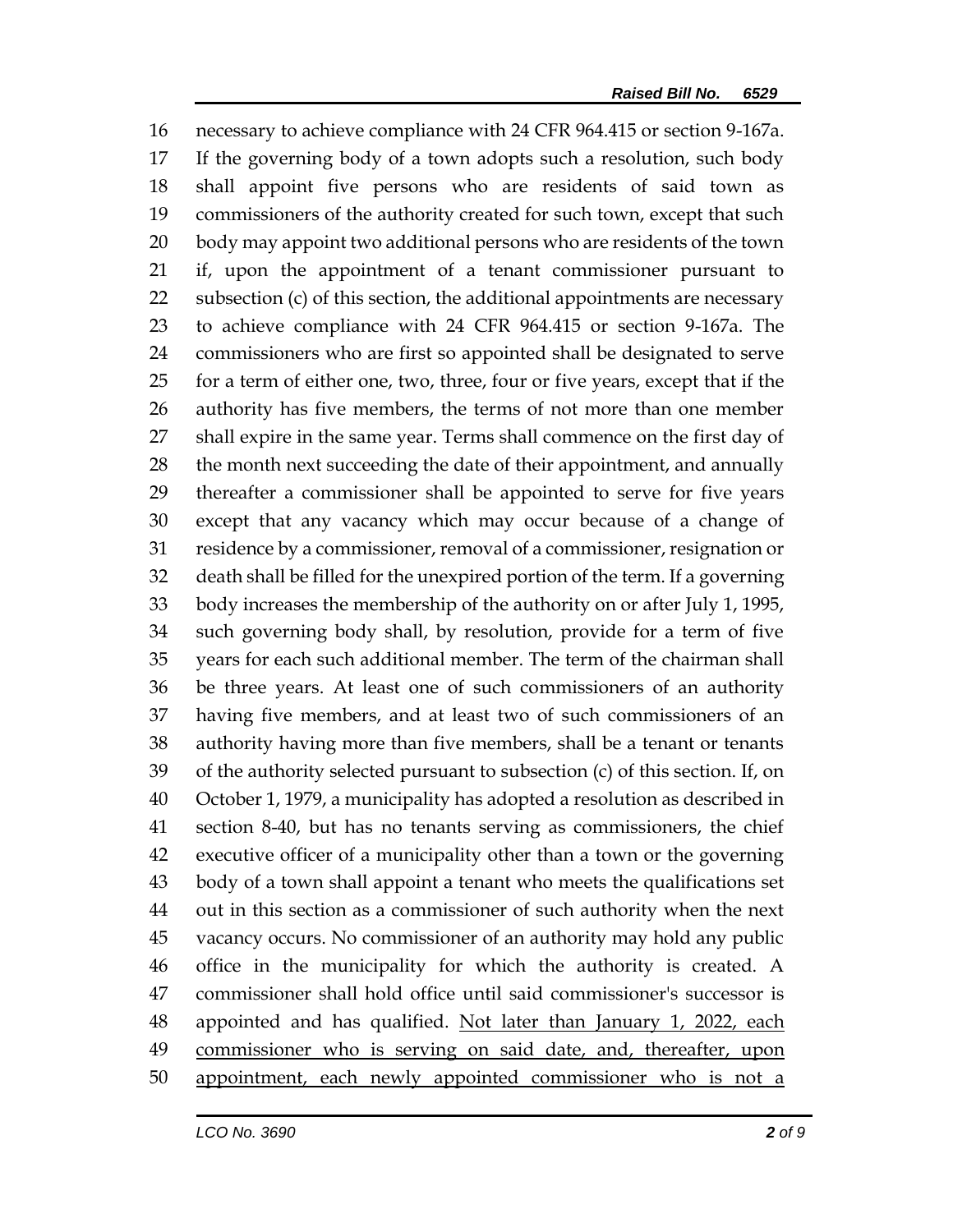necessary to achieve compliance with 24 CFR 964.415 or section 9-167a. If the governing body of a town adopts such a resolution, such body shall appoint five persons who are residents of said town as commissioners of the authority created for such town, except that such body may appoint two additional persons who are residents of the town if, upon the appointment of a tenant commissioner pursuant to subsection (c) of this section, the additional appointments are necessary to achieve compliance with 24 CFR 964.415 or section 9-167a. The commissioners who are first so appointed shall be designated to serve for a term of either one, two, three, four or five years, except that if the authority has five members, the terms of not more than one member shall expire in the same year. Terms shall commence on the first day of the month next succeeding the date of their appointment, and annually thereafter a commissioner shall be appointed to serve for five years except that any vacancy which may occur because of a change of residence by a commissioner, removal of a commissioner, resignation or death shall be filled for the unexpired portion of the term. If a governing body increases the membership of the authority on or after July 1, 1995, such governing body shall, by resolution, provide for a term of five years for each such additional member. The term of the chairman shall be three years. At least one of such commissioners of an authority having five members, and at least two of such commissioners of an authority having more than five members, shall be a tenant or tenants of the authority selected pursuant to subsection (c) of this section. If, on October 1, 1979, a municipality has adopted a resolution as described in section 8-40, but has no tenants serving as commissioners, the chief executive officer of a municipality other than a town or the governing body of a town shall appoint a tenant who meets the qualifications set out in this section as a commissioner of such authority when the next vacancy occurs. No commissioner of an authority may hold any public office in the municipality for which the authority is created. A commissioner shall hold office until said commissioner's successor is appointed and has qualified. <u>Not later than January 1, 2022, each commissioner who is serving on said date, and, thereafter, upon appointment, each newly appointed commissioner who is not a</u>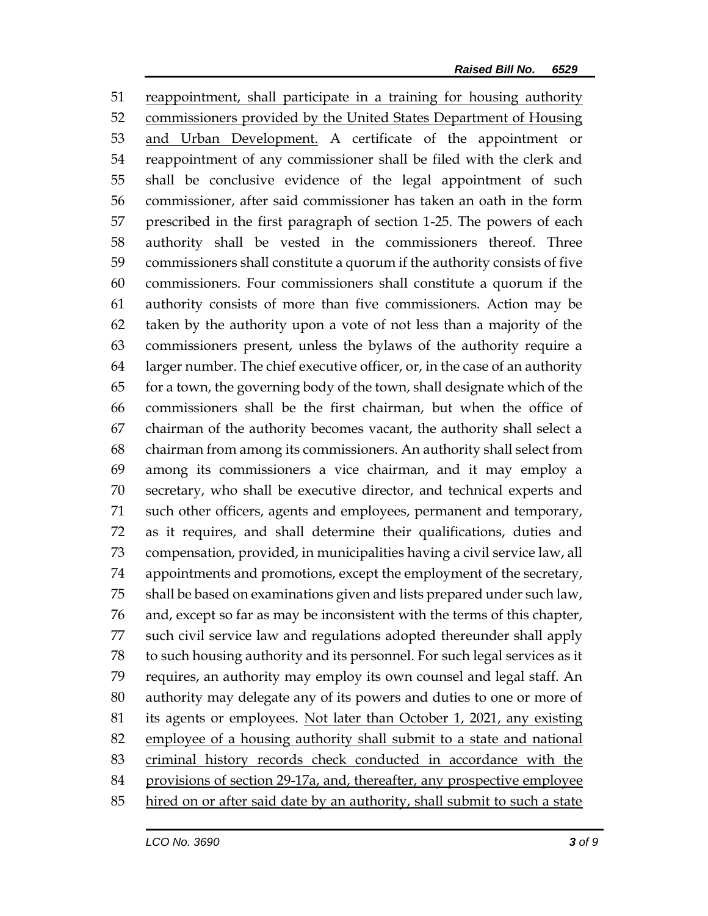reappointment, shall participate in a training for housing authority commissioners provided by the United States Department of Housing and Urban Development. A certificate of the appointment or reappointment of any commissioner shall be filed with the clerk and shall be conclusive evidence of the legal appointment of such commissioner, after said commissioner has taken an oath in the form prescribed in the first paragraph of section 1-25. The powers of each authority shall be vested in the commissioners thereof. Three commissioners shall constitute a quorum if the authority consists of five commissioners. Four commissioners shall constitute a quorum if the authority consists of more than five commissioners. Action may be taken by the authority upon a vote of not less than a majority of the commissioners present, unless the bylaws of the authority require a larger number. The chief executive officer, or, in the case of an authority for a town, the governing body of the town, shall designate which of the commissioners shall be the first chairman, but when the office of chairman of the authority becomes vacant, the authority shall select a chairman from among its commissioners. An authority shall select from among its commissioners a vice chairman, and it may employ a secretary, who shall be executive director, and technical experts and such other officers, agents and employees, permanent and temporary, as it requires, and shall determine their qualifications, duties and compensation, provided, in municipalities having a civil service law, all appointments and promotions, except the employment of the secretary, shall be based on examinations given and lists prepared under such law, and, except so far as may be inconsistent with the terms of this chapter, such civil service law and regulations adopted thereunder shall apply to such housing authority and its personnel. For such legal services as it requires, an authority may employ its own counsel and legal staff. An authority may delegate any of its powers and duties to one or more of its agents or employees. Not later than October 1, 2021, any existing employee of a housing authority shall submit to a state and national criminal history records check conducted in accordance with the provisions of section 29-17a, and, thereafter, any prospective employee hired on or after said date by an authority, shall submit to such a state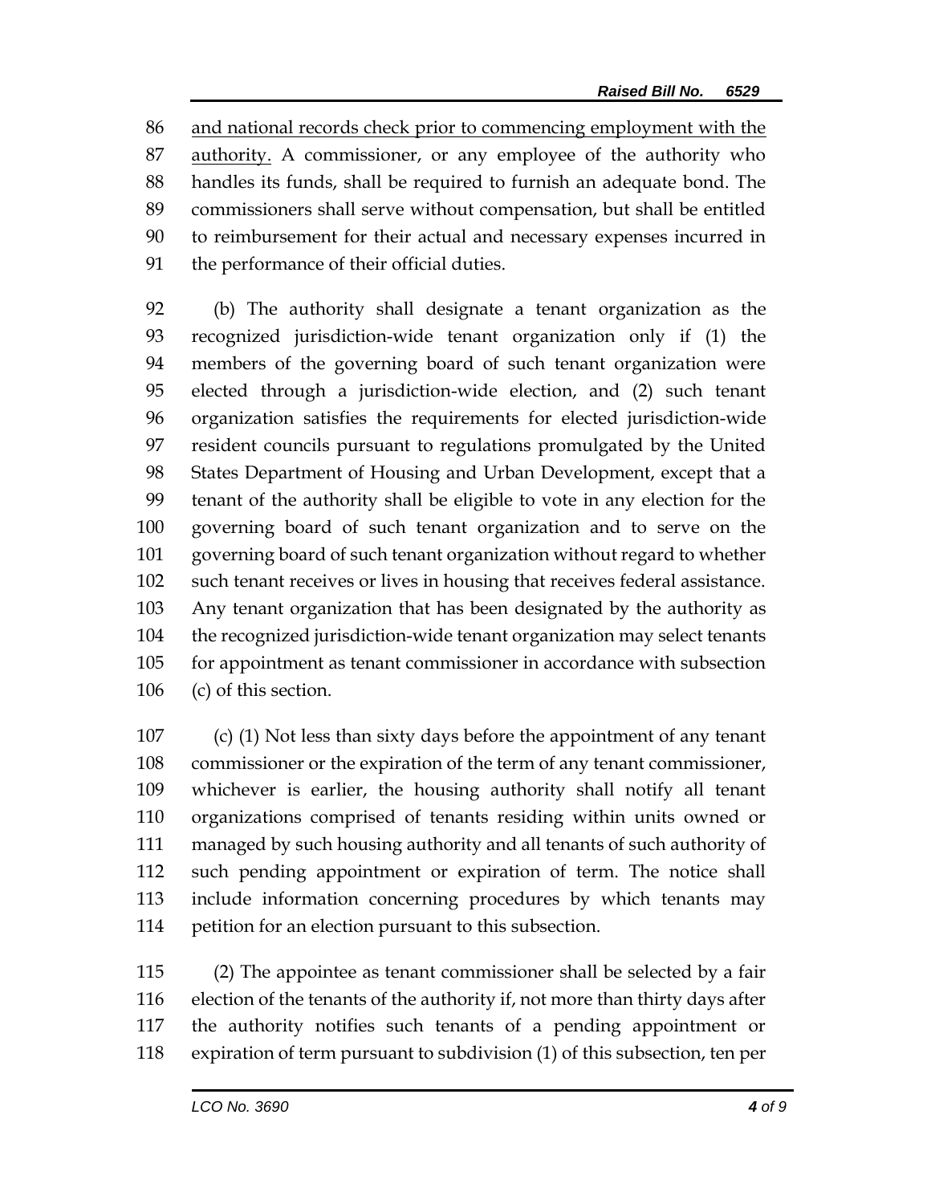and national records check prior to commencing employment with the authority. A commissioner, or any employee of the authority who handles its funds, shall be required to furnish an adequate bond. The commissioners shall serve without compensation, but shall be entitled to reimbursement for their actual and necessary expenses incurred in the performance of their official duties.

(b) The authority shall designate a tenant organization as the recognized jurisdiction-wide tenant organization only if (1) the members of the governing board of such tenant organization were elected through a jurisdiction-wide election, and (2) such tenant organization satisfies the requirements for elected jurisdiction-wide resident councils pursuant to regulations promulgated by the United States Department of Housing and Urban Development, except that a tenant of the authority shall be eligible to vote in any election for the governing board of such tenant organization and to serve on the governing board of such tenant organization without regard to whether such tenant receives or lives in housing that receives federal assistance. Any tenant organization that has been designated by the authority as the recognized jurisdiction-wide tenant organization may select tenants for appointment as tenant commissioner in accordance with subsection (c) of this section.

(c) (1) Not less than sixty days before the appointment of any tenant commissioner or the expiration of the term of any tenant commissioner, whichever is earlier, the housing authority shall notify all tenant organizations comprised of tenants residing within units owned or managed by such housing authority and all tenants of such authority of such pending appointment or expiration of term. The notice shall include information concerning procedures by which tenants may petition for an election pursuant to this subsection.

(2) The appointee as tenant commissioner shall be selected by a fair election of the tenants of the authority if, not more than thirty days after the authority notifies such tenants of a pending appointment or expiration of term pursuant to subdivision (1) of this subsection, ten per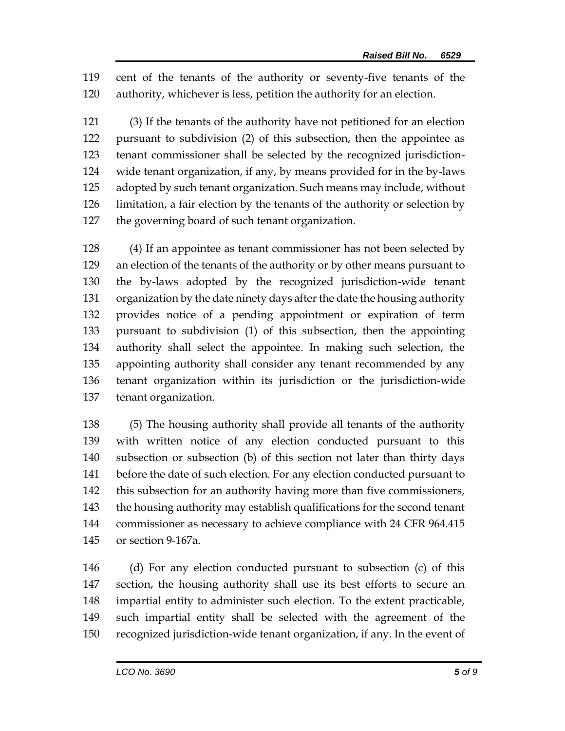cent of the tenants of the authority or seventy-five tenants of the authority, whichever is less, petition the authority for an election.

(3) If the tenants of the authority have not petitioned for an election pursuant to subdivision (2) of this subsection, then the appointee as tenant commissioner shall be selected by the recognized jurisdiction-wide tenant organization, if any, by means provided for in the by-laws adopted by such tenant organization. Such means may include, without limitation, a fair election by the tenants of the authority or selection by the governing board of such tenant organization.

(4) If an appointee as tenant commissioner has not been selected by an election of the tenants of the authority or by other means pursuant to the by-laws adopted by the recognized jurisdiction-wide tenant organization by the date ninety days after the date the housing authority provides notice of a pending appointment or expiration of term pursuant to subdivision (1) of this subsection, then the appointing authority shall select the appointee. In making such selection, the appointing authority shall consider any tenant recommended by any tenant organization within its jurisdiction or the jurisdiction-wide tenant organization.

(5) The housing authority shall provide all tenants of the authority with written notice of any election conducted pursuant to this subsection or subsection (b) of this section not later than thirty days before the date of such election. For any election conducted pursuant to this subsection for an authority having more than five commissioners, the housing authority may establish qualifications for the second tenant commissioner as necessary to achieve compliance with 24 CFR 964.415 or section 9-167a.

(d) For any election conducted pursuant to subsection (c) of this section, the housing authority shall use its best efforts to secure an impartial entity to administer such election. To the extent practicable, such impartial entity shall be selected with the agreement of the recognized jurisdiction-wide tenant organization, if any. In the event of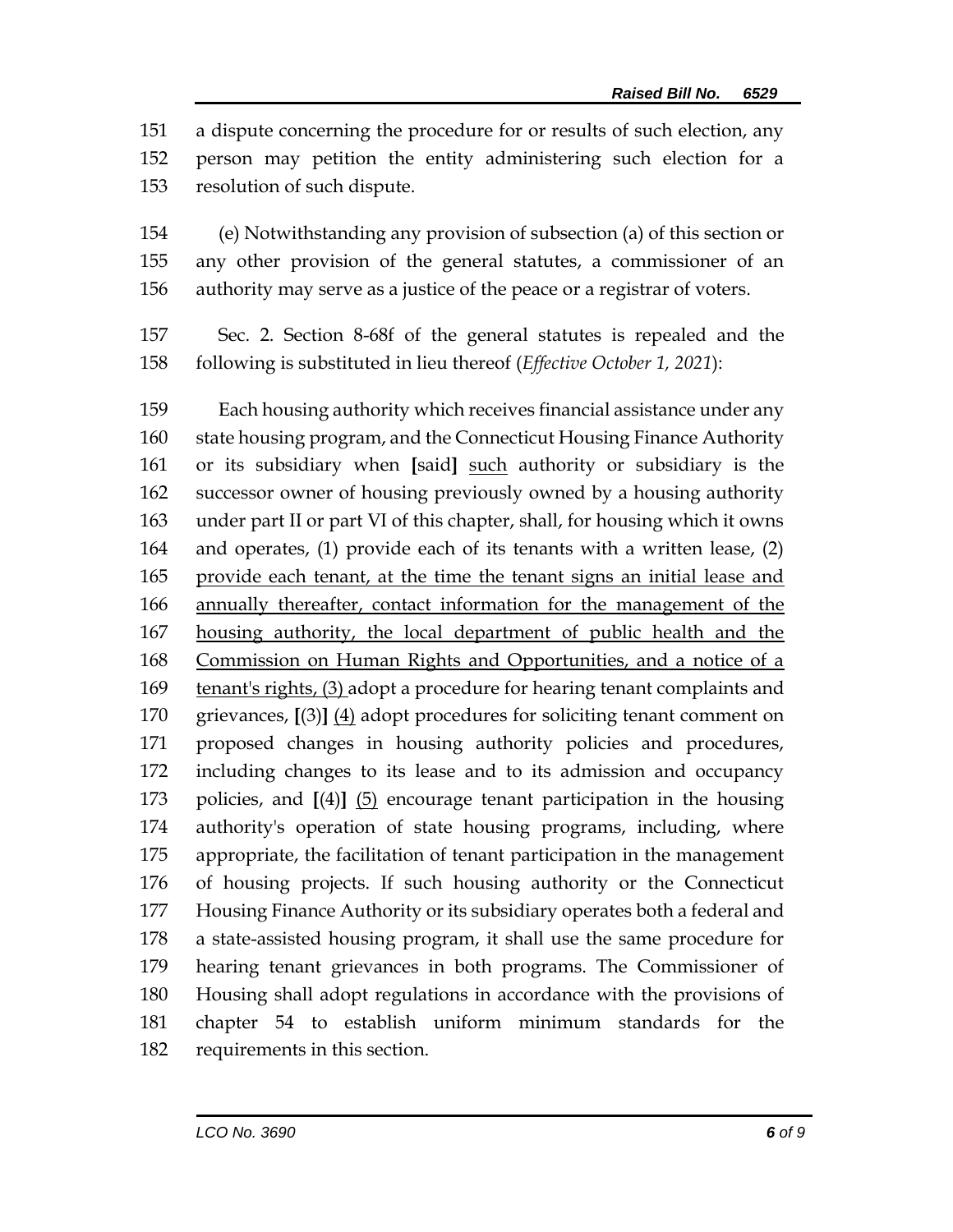a dispute concerning the procedure for or results of such election, any person may petition the entity administering such election for a resolution of such dispute.

(e) Notwithstanding any provision of subsection (a) of this section or any other provision of the general statutes, a commissioner of an authority may serve as a justice of the peace or a registrar of voters.

Sec. 2. Section 8-68f of the general statutes is repealed and the following is substituted in lieu thereof (*Effective October 1, 2021*):

Each housing authority which receives financial assistance under any state housing program, and the Connecticut Housing Finance Authority or its subsidiary when **[**said**]** <u>such</u> authority or subsidiary is the successor owner of housing previously owned by a housing authority under part II or part VI of this chapter, shall, for housing which it owns and operates, (1) provide each of its tenants with a written lease, (2) <u>provide each tenant, at the time the tenant signs an initial lease and annually thereafter, contact information for the management of the housing authority, the local department of public health and the Commission on Human Rights and Opportunities, and a notice of a tenant's rights, (3)</u> adopt a procedure for hearing tenant complaints and grievances, **[**(3)**]** <u>(4)</u> adopt procedures for soliciting tenant comment on proposed changes in housing authority policies and procedures, including changes to its lease and to its admission and occupancy policies, and **[**(4)**]** <u>(5)</u> encourage tenant participation in the housing authority's operation of state housing programs, including, where appropriate, the facilitation of tenant participation in the management of housing projects. If such housing authority or the Connecticut Housing Finance Authority or its subsidiary operates both a federal and a state-assisted housing program, it shall use the same procedure for hearing tenant grievances in both programs. The Commissioner of Housing shall adopt regulations in accordance with the provisions of chapter 54 to establish uniform minimum standards for the requirements in this section.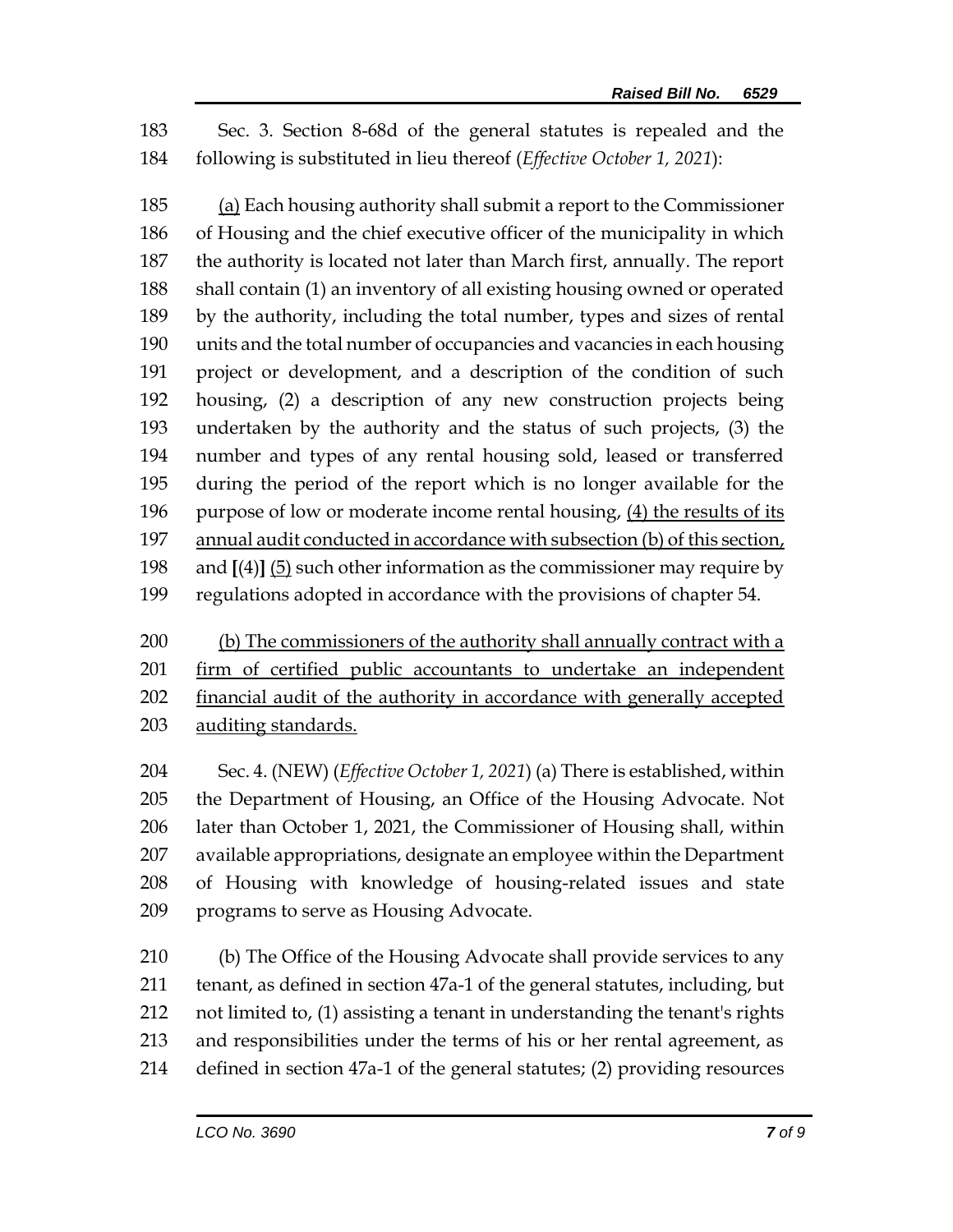Sec. 3. Section 8-68d of the general statutes is repealed and the following is substituted in lieu thereof (*Effective October 1, 2021*):

(a) Each housing authority shall submit a report to the Commissioner of Housing and the chief executive officer of the municipality in which the authority is located not later than March first, annually. The report shall contain (1) an inventory of all existing housing owned or operated by the authority, including the total number, types and sizes of rental units and the total number of occupancies and vacancies in each housing project or development, and a description of the condition of such housing, (2) a description of any new construction projects being undertaken by the authority and the status of such projects, (3) the number and types of any rental housing sold, leased or transferred during the period of the report which is no longer available for the purpose of low or moderate income rental housing, (4) the results of its annual audit conducted in accordance with subsection (b) of this section, and **[**(4)**]** (5) such other information as the commissioner may require by regulations adopted in accordance with the provisions of chapter 54.

(b) The commissioners of the authority shall annually contract with a firm of certified public accountants to undertake an independent financial audit of the authority in accordance with generally accepted auditing standards.

Sec. 4. (NEW) (*Effective October 1, 2021*) (a) There is established, within the Department of Housing, an Office of the Housing Advocate. Not later than October 1, 2021, the Commissioner of Housing shall, within available appropriations, designate an employee within the Department of Housing with knowledge of housing-related issues and state programs to serve as Housing Advocate.

(b) The Office of the Housing Advocate shall provide services to any tenant, as defined in section 47a-1 of the general statutes, including, but not limited to, (1) assisting a tenant in understanding the tenant's rights and responsibilities under the terms of his or her rental agreement, as defined in section 47a-1 of the general statutes; (2) providing resources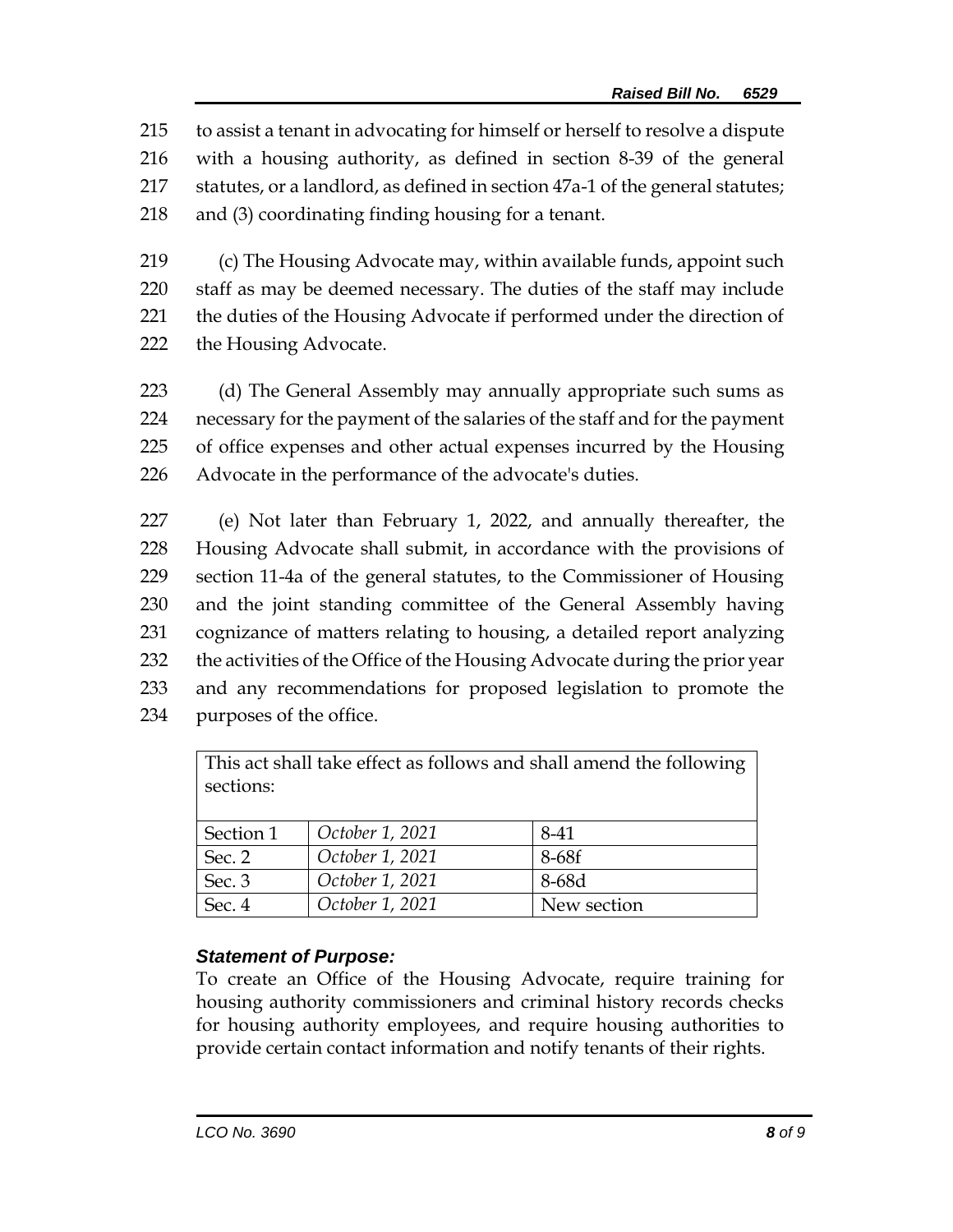215 to assist a tenant in advocating for himself or herself to resolve a dispute
216 with a housing authority, as defined in section 8-39 of the general
217 statutes, or a landlord, as defined in section 47a-1 of the general statutes;
218 and (3) coordinating finding housing for a tenant.

219 (c) The Housing Advocate may, within available funds, appoint such
220 staff as may be deemed necessary. The duties of the staff may include
221 the duties of the Housing Advocate if performed under the direction of
222 the Housing Advocate.

223 (d) The General Assembly may annually appropriate such sums as
224 necessary for the payment of the salaries of the staff and for the payment
225 of office expenses and other actual expenses incurred by the Housing
226 Advocate in the performance of the advocate's duties.

227 (e) Not later than February 1, 2022, and annually thereafter, the
228 Housing Advocate shall submit, in accordance with the provisions of
229 section 11-4a of the general statutes, to the Commissioner of Housing
230 and the joint standing committee of the General Assembly having
231 cognizance of matters relating to housing, a detailed report analyzing
232 the activities of the Office of the Housing Advocate during the prior year
233 and any recommendations for proposed legislation to promote the
234 purposes of the office.

| This act shall take effect as follows and shall amend the following sections: | | |
|---|---|---|
| Section 1 | *October 1, 2021* | 8-41 |
| Sec. 2 | *October 1, 2021* | 8-68f |
| Sec. 3 | *October 1, 2021* | 8-68d |
| Sec. 4 | *October 1, 2021* | New section |

### *Statement of Purpose:*

To create an Office of the Housing Advocate, require training for housing authority commissioners and criminal history records checks for housing authority employees, and require housing authorities to provide certain contact information and notify tenants of their rights.